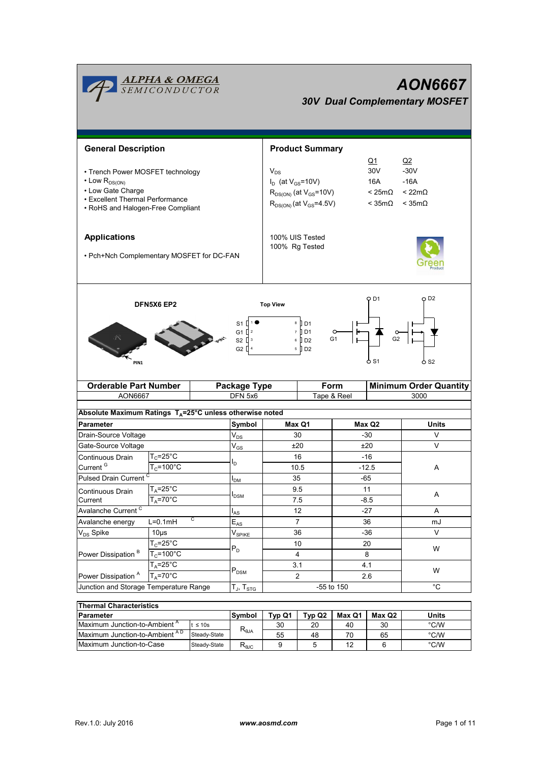ALPHA & OMEGA SEMICONDUCTOR

# AON6667

## 30V Dual Complementary MOSFET

## General Description

- Trench Power MOSFET technology
- Low $R_{DS(ON)}$
- Low Gate Charge
- Excellent Thermal Performance
- RoHS and Halogen-Free Compliant

## Product Summary

| | Q1 | Q2 |
|---|---|---|
| $V_{DS}$ | 30V | -30V |
| $I_D$ (at $V_{GS}$=10V) | 16A | -16A |
| $R_{DS(ON)}$ (at $V_{GS}$=10V) | < 25mΩ | < 22mΩ |
| $R_{DS(ON)}$ (at $V_{GS}$=4.5V) | < 35mΩ | < 35mΩ |

100% UIS Tested
100% Rg Tested

## Applications

- Pch+Nch Complementary MOSFET for DC-FAN

DFN5X6 EP2

Top View

S1 1, G1 2, S2 3, G2 4 — 8 D1, 7 D1, 6 D2, 5 D2

PIN1

D1, G1, S1, D2, G2, S2

| Orderable Part Number | Package Type | Form | Minimum Order Quantity |
|---|---|---|---|
| AON6667 | DFN 5x6 | Tape & Reel | 3000 |

**Absolute Maximum Ratings $T_A$=25°C unless otherwise noted**

| Parameter | | Symbol | Max Q1 | Max Q2 | Units |
|---|---|---|---|---|---|
| Drain-Source Voltage | | $V_{DS}$ | 30 | -30 | V |
| Gate-Source Voltage | | $V_{GS}$ | ±20 | ±20 | V |
| Continuous Drain Current [G] | $T_C$=25°C | $I_D$ | 16 | -16 | A |
| | $T_C$=100°C | | 10.5 | -12.5 | |
| Pulsed Drain Current [C] | | $I_{DM}$ | 35 | -65 | |
| Continuous Drain Current | $T_A$=25°C | $I_{DSM}$ | 9.5 | 11 | A |
| | $T_A$=70°C | | 7.5 | -8.5 | |
| Avalanche Current [C] | | $I_{AS}$ | 12 | -27 | A |
| Avalanche energy | L=0.1mH [C] | $E_{AS}$ | 7 | 36 | mJ |
| $V_{DS}$ Spike | 10µs | $V_{SPIKE}$ | 36 | -36 | V |
| Power Dissipation [B] | $T_C$=25°C | $P_D$ | 10 | 20 | W |
| | $T_C$=100°C | | 4 | 8 | |
| Power Dissipation [A] | $T_A$=25°C | $P_{DSM}$ | 3.1 | 4.1 | W |
| | $T_A$=70°C | | 2 | 2.6 | |
| Junction and Storage Temperature Range | | $T_J$, $T_{STG}$ | -55 to 150 | | °C |

**Thermal Characteristics**

| Parameter | | Symbol | Typ Q1 | Typ Q2 | Max Q1 | Max Q2 | Units |
|---|---|---|---|---|---|---|---|
| Maximum Junction-to-Ambient [A] | t ≤ 10s | $R_{\theta JA}$ | 30 | 20 | 40 | 30 | °C/W |
| Maximum Junction-to-Ambient [A D] | Steady-State | | 55 | 48 | 70 | 65 | °C/W |
| Maximum Junction-to-Case | Steady-State | $R_{\theta JC}$ | 9 | 5 | 12 | 6 | °C/W |

Rev.1.0: July 2016 www.aosmd.com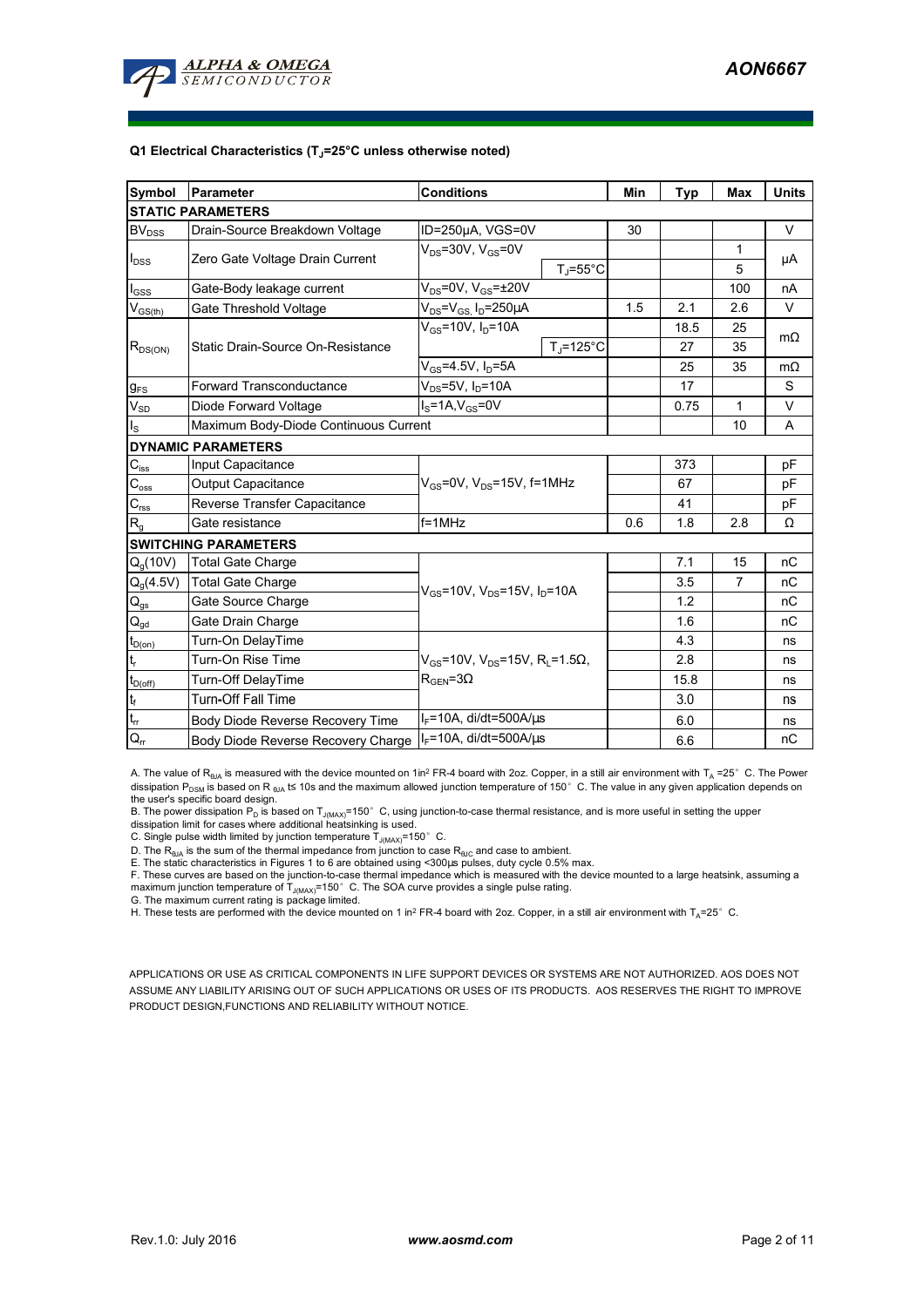**Q1 Electrical Characteristics ($T_J$=25°C unless otherwise noted)**

| Symbol | Parameter | Conditions | | Min | Typ | Max | Units |
|---|---|---|---|---|---|---|---|
| **STATIC PARAMETERS** | | | | | | | |
| $BV_{DSS}$ | Drain-Source Breakdown Voltage | ID=250µA, VGS=0V | | 30 | | | V |
| $I_{DSS}$ | Zero Gate Voltage Drain Current | $V_{DS}$=30V, $V_{GS}$=0V | | | | 1 | µA |
| | | | $T_J$=55°C | | | 5 | |
| $I_{GSS}$ | Gate-Body leakage current | $V_{DS}$=0V, $V_{GS}$=±20V | | | | 100 | nA |
| $V_{GS(th)}$ | Gate Threshold Voltage | $V_{DS}$=$V_{GS}$, $I_D$=250µA | | 1.5 | 2.1 | 2.6 | V |
| $R_{DS(ON)}$ | Static Drain-Source On-Resistance | $V_{GS}$=10V, $I_D$=10A | | | 18.5 | 25 | mΩ |
| | | | $T_J$=125°C | | 27 | 35 | |
| | | $V_{GS}$=4.5V, $I_D$=5A | | | 25 | 35 | mΩ |
| $g_{FS}$ | Forward Transconductance | $V_{DS}$=5V, $I_D$=10A | | | 17 | | S |
| $V_{SD}$ | Diode Forward Voltage | $I_S$=1A,$V_{GS}$=0V | | | 0.75 | 1 | V |
| $I_S$ | Maximum Body-Diode Continuous Current | | | | | 10 | A |
| **DYNAMIC PARAMETERS** | | | | | | | |
| $C_{iss}$ | Input Capacitance | $V_{GS}$=0V, $V_{DS}$=15V, f=1MHz | | | 373 | | pF |
| $C_{oss}$ | Output Capacitance | | | | 67 | | pF |
| $C_{rss}$ | Reverse Transfer Capacitance | | | | 41 | | pF |
| $R_g$ | Gate resistance | f=1MHz | | 0.6 | 1.8 | 2.8 | Ω |
| **SWITCHING PARAMETERS** | | | | | | | |
| $Q_g$(10V) | Total Gate Charge | $V_{GS}$=10V, $V_{DS}$=15V, $I_D$=10A | | | 7.1 | 15 | nC |
| $Q_g$(4.5V) | Total Gate Charge | | | | 3.5 | 7 | nC |
| $Q_{gs}$ | Gate Source Charge | | | | 1.2 | | nC |
| $Q_{gd}$ | Gate Drain Charge | | | | 1.6 | | nC |
| $t_{D(on)}$ | Turn-On DelayTime | $V_{GS}$=10V, $V_{DS}$=15V, $R_L$=1.5Ω, $R_{GEN}$=3Ω | | | 4.3 | | ns |
| $t_r$ | Turn-On Rise Time | | | | 2.8 | | ns |
| $t_{D(off)}$ | Turn-Off DelayTime | | | | 15.8 | | ns |
| $t_f$ | Turn-Off Fall Time | | | | 3.0 | | ns |
| $t_{rr}$ | Body Diode Reverse Recovery Time | $I_F$=10A, di/dt=500A/µs | | | 6.0 | | ns |
| $Q_{rr}$ | Body Diode Reverse Recovery Charge | $I_F$=10A, di/dt=500A/µs | | | 6.6 | | nC |

A. The value of $R_{\theta JA}$ is measured with the device mounted on 1in² FR-4 board with 2oz. Copper, in a still air environment with $T_A$ =25° C. The Power dissipation $P_{DSM}$ is based on R $_{\theta JA}$ t≤ 10s and the maximum allowed junction temperature of 150° C. The value in any given application depends on the user's specific board design.
B. The power dissipation $P_D$ is based on $T_{J(MAX)}$=150° C, using junction-to-case thermal resistance, and is more useful in setting the upper dissipation limit for cases where additional heatsinking is used.
C. Single pulse width limited by junction temperature $T_{J(MAX)}$=150° C.
D. The $R_{\theta JA}$ is the sum of the thermal impedance from junction to case $R_{\theta JC}$ and case to ambient.
E. The static characteristics in Figures 1 to 6 are obtained using <300µs pulses, duty cycle 0.5% max.
F. These curves are based on the junction-to-case thermal impedance which is measured with the device mounted to a large heatsink, assuming a maximum junction temperature of $T_{J(MAX)}$=150° C. The SOA curve provides a single pulse rating.
G. The maximum current rating is package limited.
H. These tests are performed with the device mounted on 1 in² FR-4 board with 2oz. Copper, in a still air environment with $T_A$=25° C.

APPLICATIONS OR USE AS CRITICAL COMPONENTS IN LIFE SUPPORT DEVICES OR SYSTEMS ARE NOT AUTHORIZED. AOS DOES NOT ASSUME ANY LIABILITY ARISING OUT OF SUCH APPLICATIONS OR USES OF ITS PRODUCTS. AOS RESERVES THE RIGHT TO IMPROVE PRODUCT DESIGN,FUNCTIONS AND RELIABILITY WITHOUT NOTICE.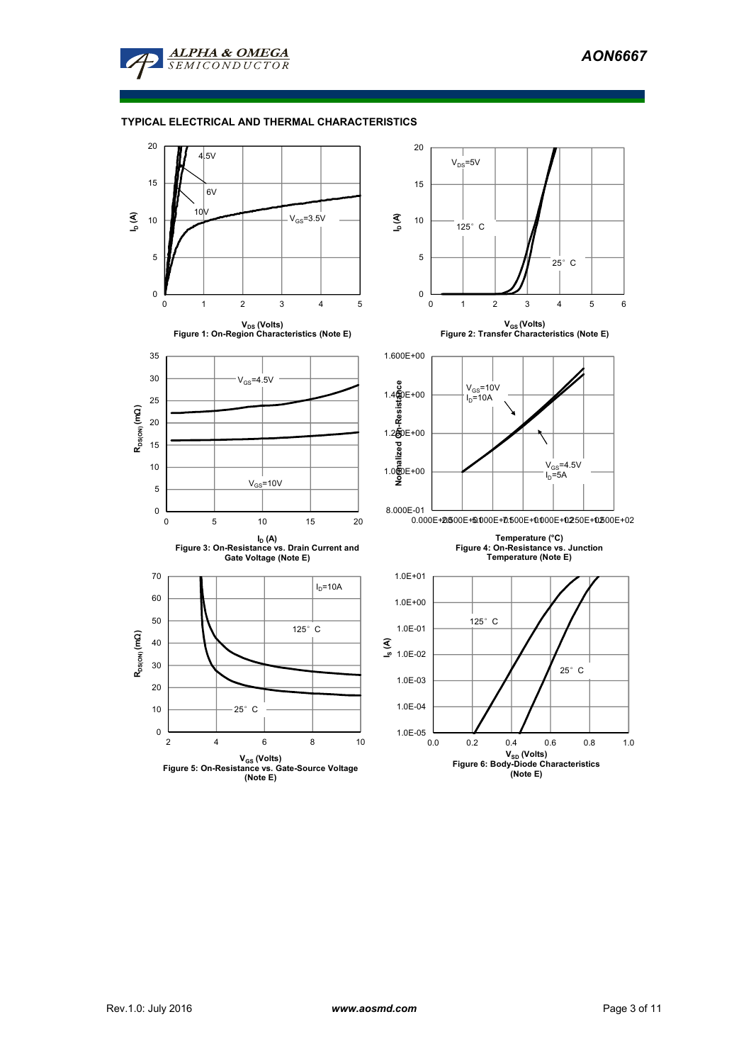## TYPICAL ELECTRICAL AND THERMAL CHARACTERISTICS

Figure 1: On-Region Characteristics (Note E)

Figure 2: Transfer Characteristics (Note E)

Figure 3: On-Resistance vs. Drain Current and Gate Voltage (Note E)

Figure 4: On-Resistance vs. Junction Temperature (Note E)

Figure 5: On-Resistance vs. Gate-Source Voltage (Note E)

Figure 6: Body-Diode Characteristics (Note E)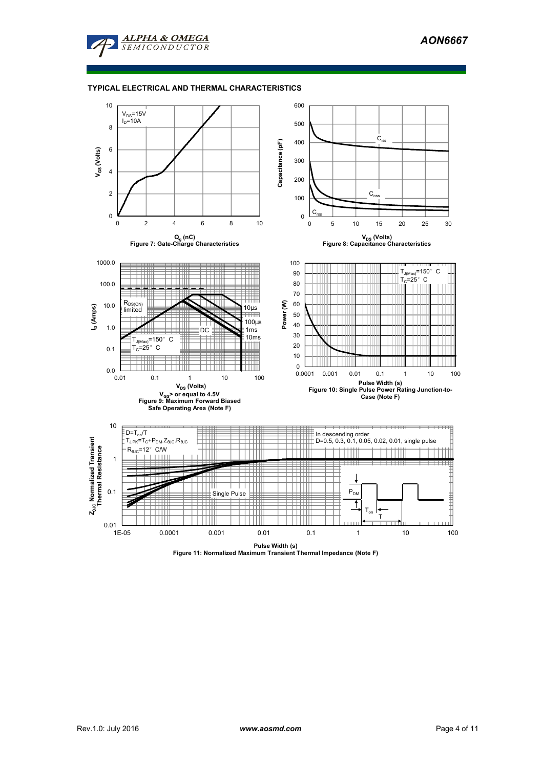## TYPICAL ELECTRICAL AND THERMAL CHARACTERISTICS

$V_{DS}$=15V
$I_D$=10A

$V_{GS}$ (Volts)

$Q_g$ (nC)

Figure 7: Gate-Charge Characteristics

Capacitance (pF)

$C_{iss}$

$C_{oss}$

$C_{rss}$

$V_{DS}$ (Volts)

Figure 8: Capacitance Characteristics

$R_{DS(ON)}$ limited

10µs

100µs

1ms

10ms

DC

$T_{J(Max)}$=150° C
$T_C$=25° C

$I_D$ (Amps)

$V_{DS}$ (Volts)

$V_{GS}$> or equal to 4.5V

Figure 9: Maximum Forward Biased Safe Operating Area (Note F)

$T_{J(Max)}$=150° C
$T_C$=25° C

Power (W)

Pulse Width (s)

Figure 10: Single Pulse Power Rating Junction-to-Case (Note F)

D=$T_{on}$/T
$T_{J,PK}$=$T_C$+$P_{DM}$.$Z_{\theta JC}$.$R_{\theta JC}$
$R_{\theta JC}$=12° C/W

In descending order
D=0.5, 0.3, 0.1, 0.05, 0.02, 0.01, single pulse

Single Pulse

$P_{DM}$

$T_{on}$

T

$Z_{\theta JC}$ Normalized Transient Thermal Resistance

Pulse Width (s)

Figure 11: Normalized Maximum Transient Thermal Impedance (Note F)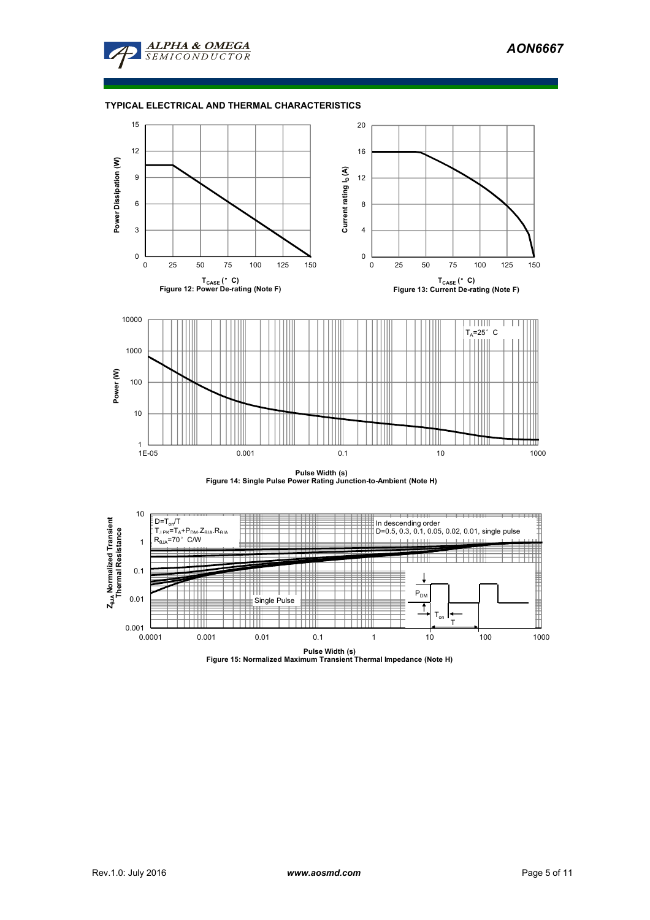## TYPICAL ELECTRICAL AND THERMAL CHARACTERISTICS

Figure 12: Power De-rating (Note F)

Figure 13: Current De-rating (Note F)

Figure 14: Single Pulse Power Rating Junction-to-Ambient (Note H)

Figure 15: Normalized Maximum Transient Thermal Impedance (Note H)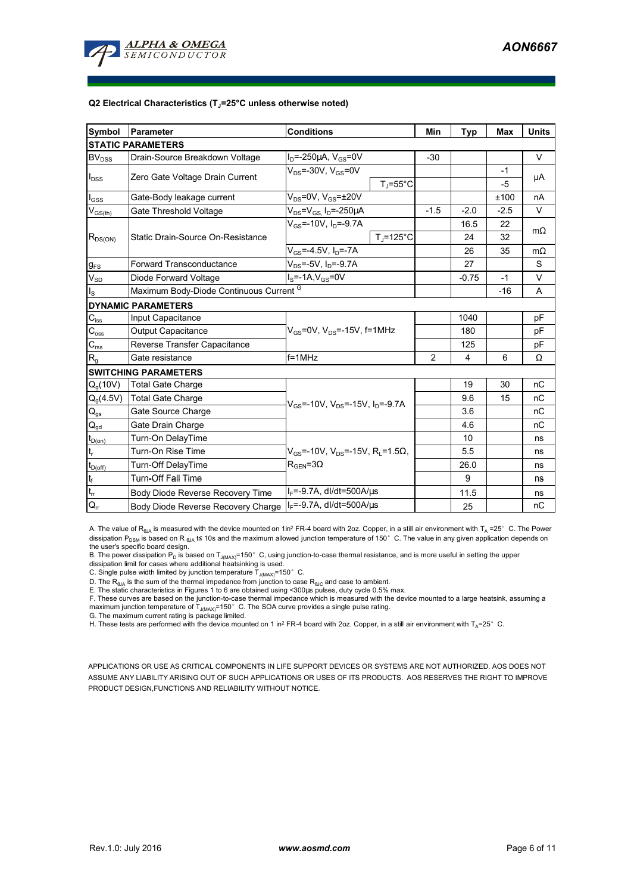**Q2 Electrical Characteristics ($T_J$=25°C unless otherwise noted)**

| Symbol | Parameter | Conditions | | Min | Typ | Max | Units |
|---|---|---|---|---|---|---|---|
| **STATIC PARAMETERS** | | | | | | | |
| $BV_{DSS}$ | Drain-Source Breakdown Voltage | $I_D$=-250µA, $V_{GS}$=0V | | -30 | | | V |
| $I_{DSS}$ | Zero Gate Voltage Drain Current | $V_{DS}$=-30V, $V_{GS}$=0V | | | | -1 | µA |
| | | | $T_J$=55°C | | | -5 | |
| $I_{GSS}$ | Gate-Body leakage current | $V_{DS}$=0V, $V_{GS}$=±20V | | | | ±100 | nA |
| $V_{GS(th)}$ | Gate Threshold Voltage | $V_{DS}$=$V_{GS,}$ $I_D$=-250µA | | -1.5 | -2.0 | -2.5 | V |
| $R_{DS(ON)}$ | Static Drain-Source On-Resistance | $V_{GS}$=-10V, $I_D$=-9.7A | | | 16.5 | 22 | mΩ |
| | | | $T_J$=125°C | | 24 | 32 | |
| | | $V_{GS}$=-4.5V, $I_D$=-7A | | | 26 | 35 | mΩ |
| $g_{FS}$ | Forward Transconductance | $V_{DS}$=-5V, $I_D$=-9.7A | | | 27 | | S |
| $V_{SD}$ | Diode Forward Voltage | $I_S$=-1A,$V_{GS}$=0V | | | -0.75 | -1 | V |
| $I_S$ | Maximum Body-Diode Continuous Current [G] | | | | | -16 | A |
| **DYNAMIC PARAMETERS** | | | | | | | |
| $C_{iss}$ | Input Capacitance | $V_{GS}$=0V, $V_{DS}$=-15V, f=1MHz | | | 1040 | | pF |
| $C_{oss}$ | Output Capacitance | | | | 180 | | pF |
| $C_{rss}$ | Reverse Transfer Capacitance | | | | 125 | | pF |
| $R_g$ | Gate resistance | f=1MHz | | 2 | 4 | 6 | Ω |
| **SWITCHING PARAMETERS** | | | | | | | |
| $Q_g$(10V) | Total Gate Charge | $V_{GS}$=-10V, $V_{DS}$=-15V, $I_D$=-9.7A | | | 19 | 30 | nC |
| $Q_g$(4.5V) | Total Gate Charge | | | | 9.6 | 15 | nC |
| $Q_{gs}$ | Gate Source Charge | | | | 3.6 | | nC |
| $Q_{gd}$ | Gate Drain Charge | | | | 4.6 | | nC |
| $t_{D(on)}$ | Turn-On DelayTime | $V_{GS}$=-10V, $V_{DS}$=-15V, $R_L$=1.5Ω, $R_{GEN}$=3Ω | | | 10 | | ns |
| $t_r$ | Turn-On Rise Time | | | | 5.5 | | ns |
| $t_{D(off)}$ | Turn-Off DelayTime | | | | 26.0 | | ns |
| $t_f$ | Turn-Off Fall Time | | | | 9 | | ns |
| $t_{rr}$ | Body Diode Reverse Recovery Time | $I_F$=-9.7A, dI/dt=500A/µs | | | 11.5 | | ns |
| $Q_{rr}$ | Body Diode Reverse Recovery Charge | $I_F$=-9.7A, dI/dt=500A/µs | | | 25 | | nC |

A. The value of $R_{\theta JA}$ is measured with the device mounted on 1in² FR-4 board with 2oz. Copper, in a still air environment with $T_A$ =25° C. The Power dissipation $P_{DSM}$ is based on R $_{\theta JA}$ t≤ 10s and the maximum allowed junction temperature of 150° C. The value in any given application depends on the user's specific board design.

B. The power dissipation $P_D$ is based on $T_{J(MAX)}$=150° C, using junction-to-case thermal resistance, and is more useful in setting the upper dissipation limit for cases where additional heatsinking is used.

C. Single pulse width limited by junction temperature $T_{J(MAX)}$=150° C.

D. The $R_{\theta JA}$ is the sum of the thermal impedance from junction to case $R_{\theta JC}$ and case to ambient.

E. The static characteristics in Figures 1 to 6 are obtained using <300µs pulses, duty cycle 0.5% max.

F. These curves are based on the junction-to-case thermal impedance which is measured with the device mounted to a large heatsink, assuming a maximum junction temperature of $T_{J(MAX)}$=150° C. The SOA curve provides a single pulse rating.

G. The maximum current rating is package limited.

H. These tests are performed with the device mounted on 1 in² FR-4 board with 2oz. Copper, in a still air environment with $T_A$=25° C.

APPLICATIONS OR USE AS CRITICAL COMPONENTS IN LIFE SUPPORT DEVICES OR SYSTEMS ARE NOT AUTHORIZED. AOS DOES NOT ASSUME ANY LIABILITY ARISING OUT OF SUCH APPLICATIONS OR USES OF ITS PRODUCTS. AOS RESERVES THE RIGHT TO IMPROVE PRODUCT DESIGN,FUNCTIONS AND RELIABILITY WITHOUT NOTICE.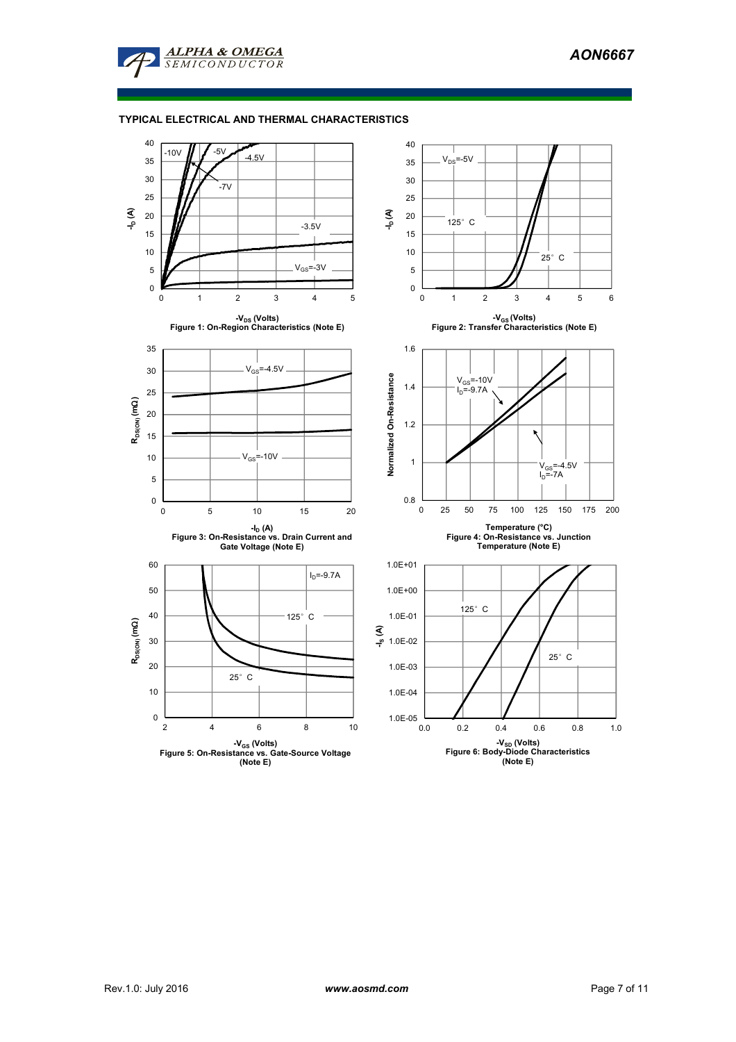## TYPICAL ELECTRICAL AND THERMAL CHARACTERISTICS

Figure 1: On-Region Characteristics (Note E)

Figure 2: Transfer Characteristics (Note E)

Figure 3: On-Resistance vs. Drain Current and Gate Voltage (Note E)

Figure 4: On-Resistance vs. Junction Temperature (Note E)

Figure 5: On-Resistance vs. Gate-Source Voltage (Note E)

Figure 6: Body-Diode Characteristics (Note E)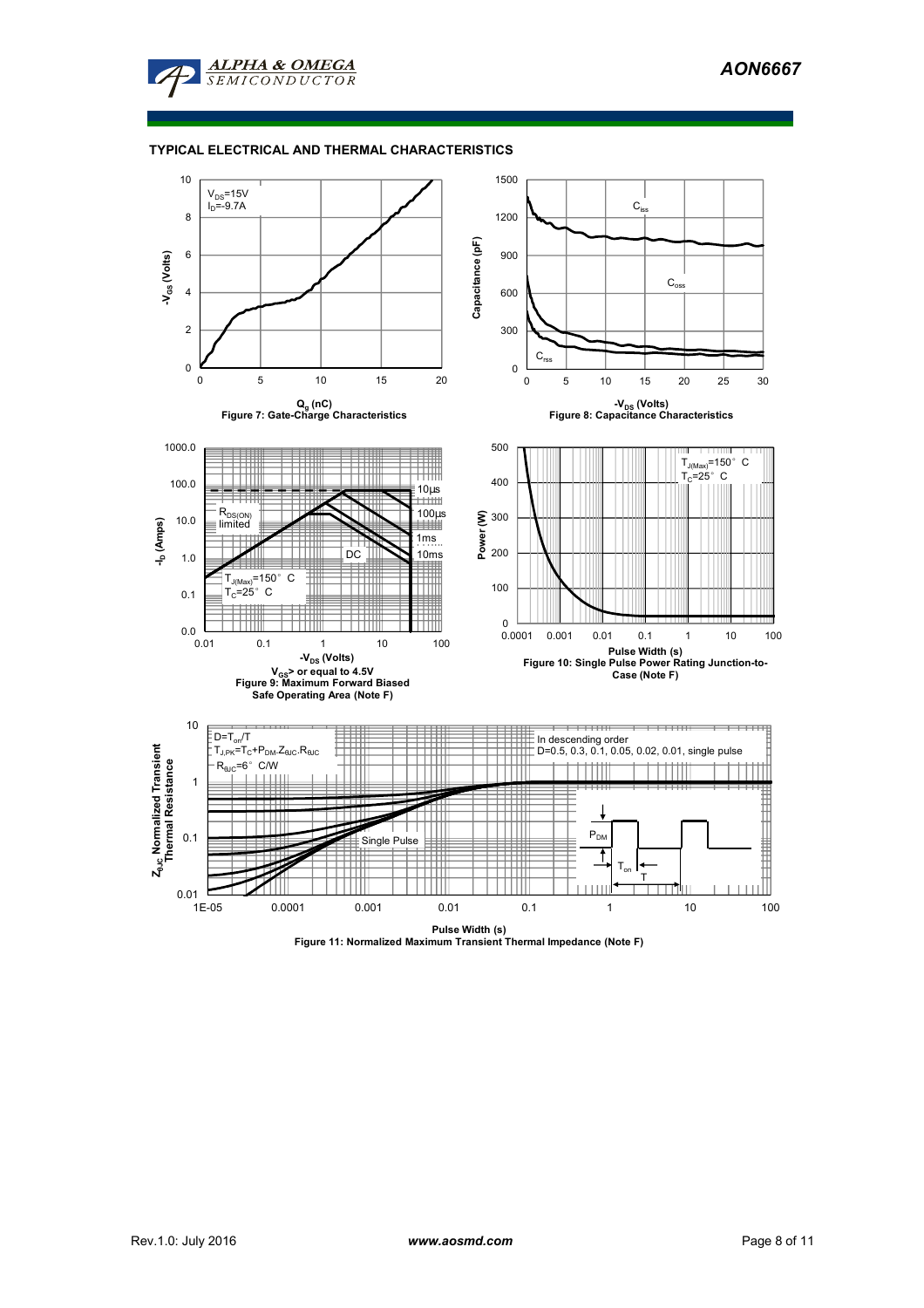## TYPICAL ELECTRICAL AND THERMAL CHARACTERISTICS

$V_{DS}$=15V
$I_D$=-9.7A

$-V_{GS}$ (Volts)

$Q_g$ (nC)

Figure 7: Gate-Charge Characteristics

$C_{iss}$

$C_{oss}$

$C_{rss}$

Capacitance (pF)

$-V_{DS}$ (Volts)

Figure 8: Capacitance Characteristics

$R_{DS(ON)}$ limited

10µs

100µs

1ms

10ms

DC

$T_{J(Max)}$=150° C
$T_C$=25° C

$-I_D$ (Amps)

$-V_{DS}$ (Volts)

$V_{GS}$> or equal to 4.5V

Figure 9: Maximum Forward Biased Safe Operating Area (Note F)

$T_{J(Max)}$=150° C
$T_C$=25° C

Power (W)

Pulse Width (s)

Figure 10: Single Pulse Power Rating Junction-to-Case (Note F)

D=$T_{on}$/T
$T_{J,PK}$=$T_C$+$P_{DM}$.$Z_{\theta JC}$.$R_{\theta JC}$
$R_{\theta JC}$=6° C/W

In descending order
D=0.5, 0.3, 0.1, 0.05, 0.02, 0.01, single pulse

Single Pulse

$P_{DM}$

$T_{on}$

T

$Z_{\theta JC}$ Normalized Transient Thermal Resistance

Pulse Width (s)

Figure 11: Normalized Maximum Transient Thermal Impedance (Note F)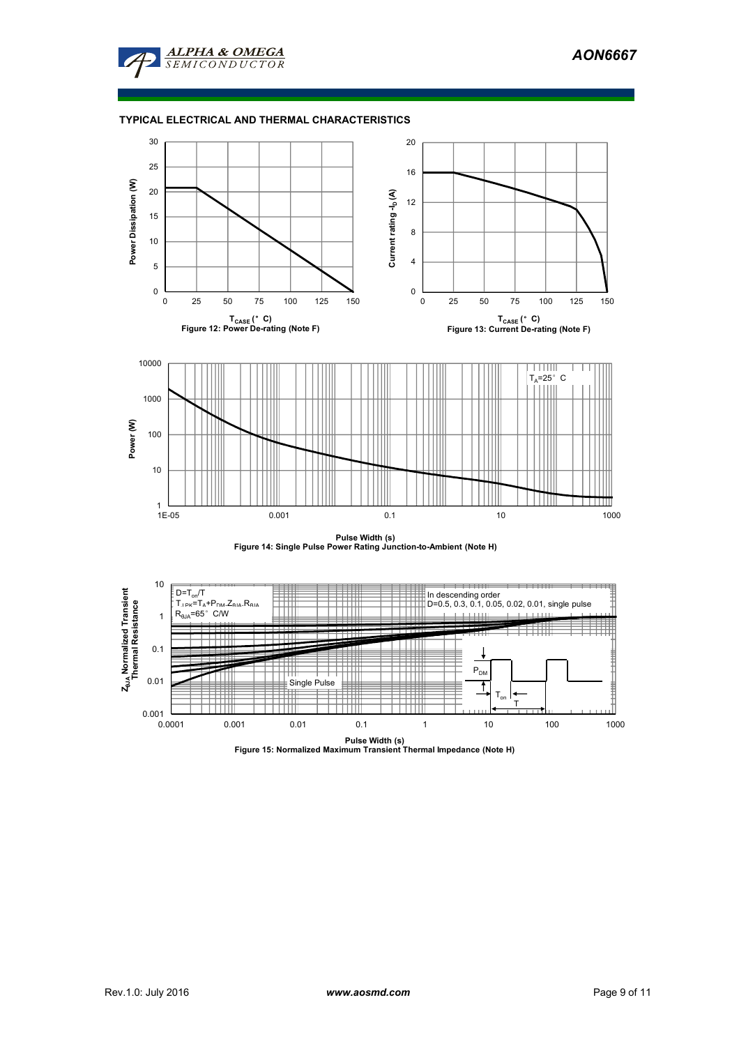## TYPICAL ELECTRICAL AND THERMAL CHARACTERISTICS

Figure 12: Power De-rating (Note F)

Figure 13: Current De-rating (Note F)

Figure 14: Single Pulse Power Rating Junction-to-Ambient (Note H)

Figure 15: Normalized Maximum Transient Thermal Impedance (Note H)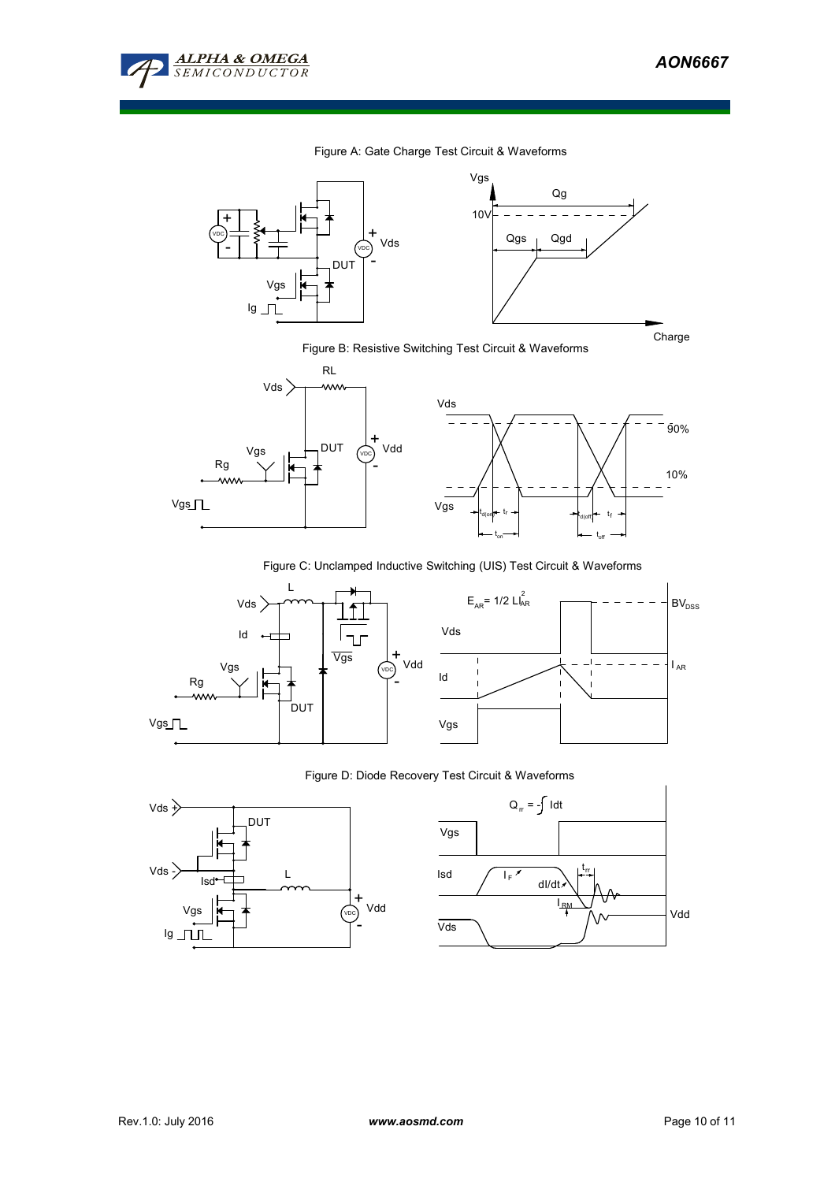Figure A: Gate Charge Test Circuit & Waveforms

Figure B: Resistive Switching Test Circuit & Waveforms

Figure C: Unclamped Inductive Switching (UIS) Test Circuit & Waveforms

$E_{AR} = 1/2\ L I_{AR}^2$

Figure D: Diode Recovery Test Circuit & Waveforms

$Q_{rr} = -\int Idt$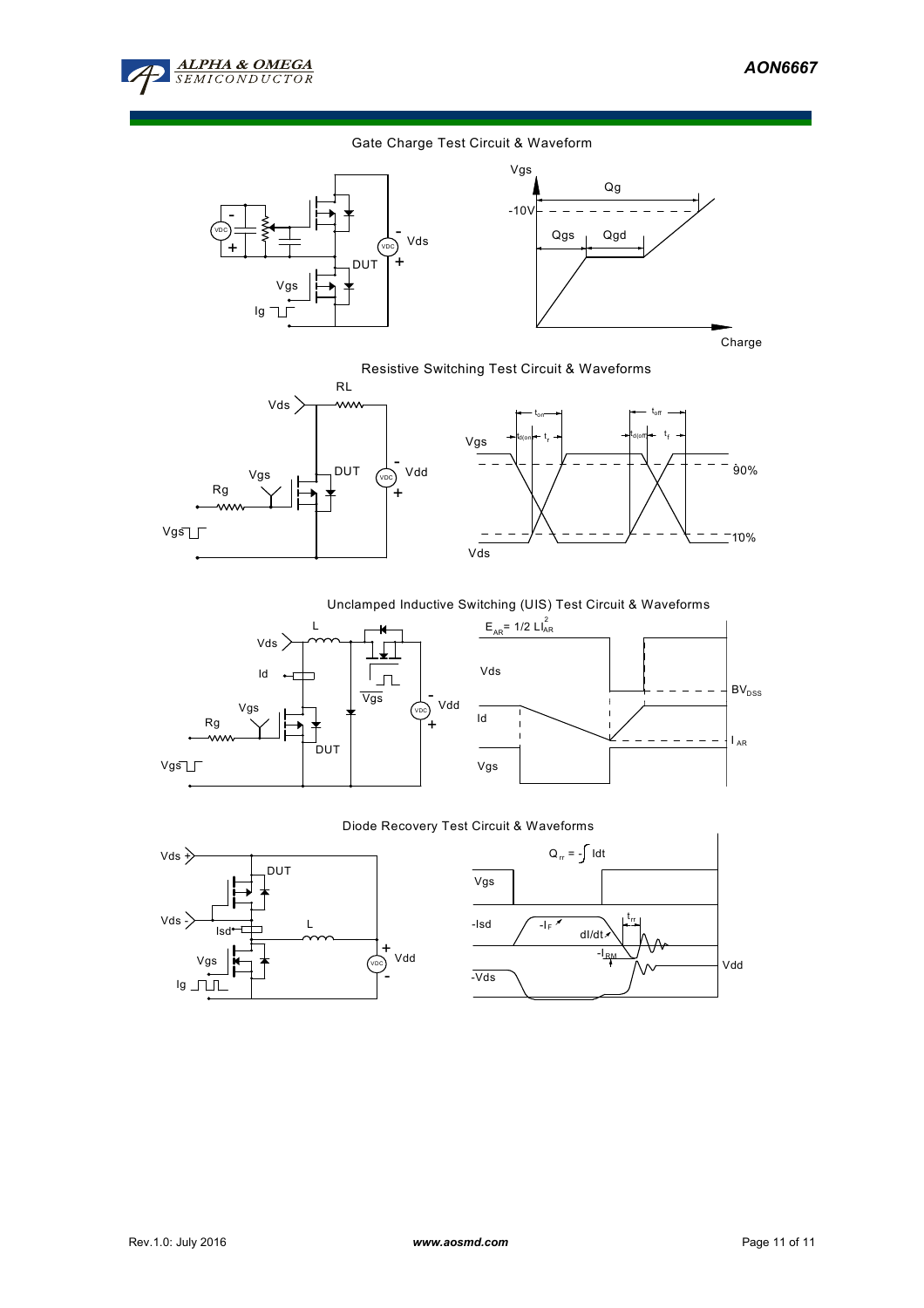## Gate Charge Test Circuit & Waveform

Vgs

Qg

-10V

Qgs

Qgd

Charge

VDC

\-

\+

VDC

Vds

\-

\+

DUT

Vgs

Ig

## Resistive Switching Test Circuit & Waveforms

RL

Vds

Vgs

Rg

DUT

VDC

Vdd

\-

\+

Vgs

Vgs

Vds

$t_{on}$

$t_{d(on)}$

$t_r$

$t_{off}$

$t_{d(off)}$

$t_f$

90%

10%

## Unclamped Inductive Switching (UIS) Test Circuit & Waveforms

L

Vds

Id

Vgs

Rg

Vgs

Vgs

DUT

VDC

Vdd

\-

\+

$E_{AR} = 1/2\ LI_{AR}^2$

Vds

Id

Vgs

$BV_{DSS}$

$I_{AR}$

## Diode Recovery Test Circuit & Waveforms

Vds +

DUT

Vds -

Isd

L

Vgs

Ig

VDC

Vdd

\+

\-

$Q_{rr} = -\int Idt$

Vgs

-Isd

$-I_F$

dI/dt

$t_{rr}$

$-I_{RM}$

-Vds

Vdd